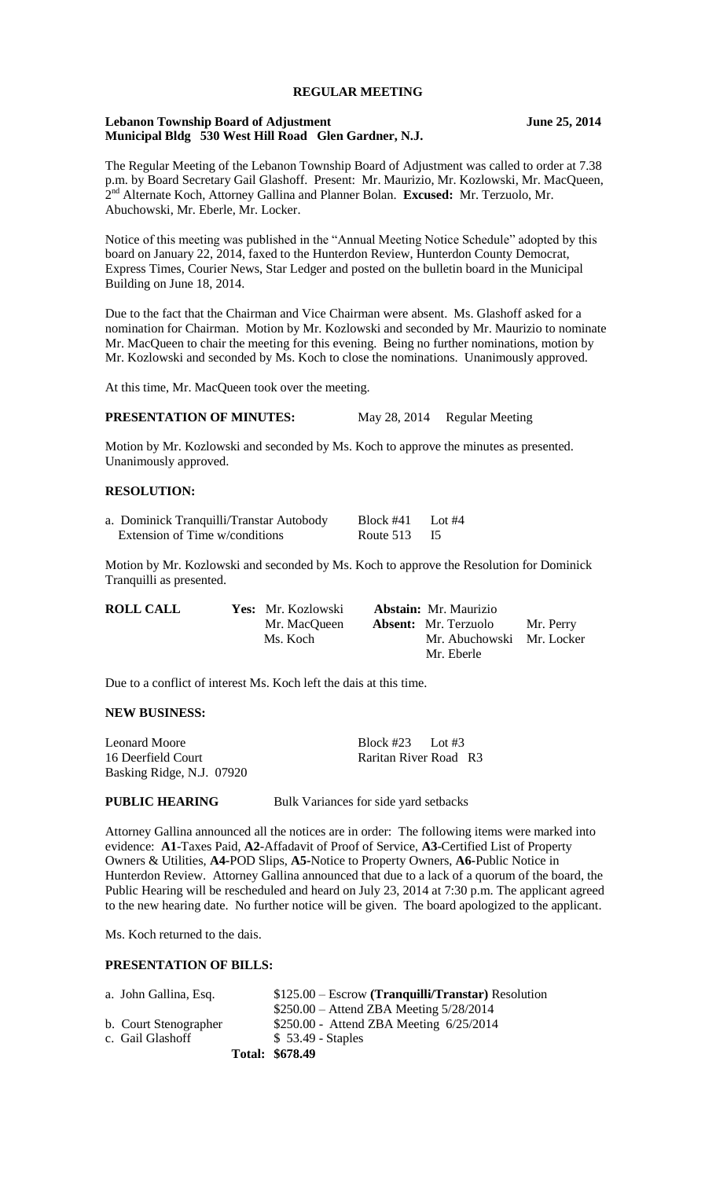# REGULAR MEETING

**Lebanon Township Board of Adjustment** **June 25, 2014**
**Municipal Bldg 530 West Hill Road Glen Gardner, N.J.**

The Regular Meeting of the Lebanon Township Board of Adjustment was called to order at 7.38 p.m. by Board Secretary Gail Glashoff. Present: Mr. Maurizio, Mr. Kozlowski, Mr. MacQueen, 2nd Alternate Koch, Attorney Gallina and Planner Bolan. **Excused:** Mr. Terzuolo, Mr. Abuchowski, Mr. Eberle, Mr. Locker.

Notice of this meeting was published in the "Annual Meeting Notice Schedule" adopted by this board on January 22, 2014, faxed to the Hunterdon Review, Hunterdon County Democrat, Express Times, Courier News, Star Ledger and posted on the bulletin board in the Municipal Building on June 18, 2014.

Due to the fact that the Chairman and Vice Chairman were absent. Ms. Glashoff asked for a nomination for Chairman. Motion by Mr. Kozlowski and seconded by Mr. Maurizio to nominate Mr. MacQueen to chair the meeting for this evening. Being no further nominations, motion by Mr. Kozlowski and seconded by Ms. Koch to close the nominations. Unanimously approved.

At this time, Mr. MacQueen took over the meeting.

**PRESENTATION OF MINUTES:** May 28, 2014 Regular Meeting

Motion by Mr. Kozlowski and seconded by Ms. Koch to approve the minutes as presented. Unanimously approved.

**RESOLUTION:**

| | | |
|---|---|---|
| a. Dominick Tranquilli/Transtar Autobody | Block #41 | Lot #4 |
| Extension of Time w/conditions | Route 513 | I5 |

Motion by Mr. Kozlowski and seconded by Ms. Koch to approve the Resolution for Dominick Tranquilli as presented.

| | | | |
|---|---|---|---|
| **ROLL CALL** | **Yes:** Mr. Kozlowski | **Abstain:** Mr. Maurizio | |
| | Mr. MacQueen | **Absent:** Mr. Terzuolo | Mr. Perry |
| | Ms. Koch | Mr. Abuchowski | Mr. Locker |
| | | Mr. Eberle | |

Due to a conflict of interest Ms. Koch left the dais at this time.

**NEW BUSINESS:**

| | |
|---|---|
| Leonard Moore | Block #23 Lot #3 |
| 16 Deerfield Court | Raritan River Road R3 |
| Basking Ridge, N.J. 07920 | |

**PUBLIC HEARING** Bulk Variances for side yard setbacks

Attorney Gallina announced all the notices are in order: The following items were marked into evidence: **A1**-Taxes Paid, **A2**-Affadavit of Proof of Service, **A3**-Certified List of Property Owners & Utilities, **A4**-POD Slips, **A5**-Notice to Property Owners, **A6**-Public Notice in Hunterdon Review. Attorney Gallina announced that due to a lack of a quorum of the board, the Public Hearing will be rescheduled and heard on July 23, 2014 at 7:30 p.m. The applicant agreed to the new hearing date. No further notice will be given. The board apologized to the applicant.

Ms. Koch returned to the dais.

**PRESENTATION OF BILLS:**

| | |
|---|---|
| a. John Gallina, Esq. | $125.00 – Escrow **(Tranquilli/Transtar)** Resolution |
| | $250.00 – Attend ZBA Meeting 5/28/2014 |
| b. Court Stenographer | $250.00 - Attend ZBA Meeting 6/25/2014 |
| c. Gail Glashoff | $ 53.49 - Staples |
| **Total:** | **$678.49** |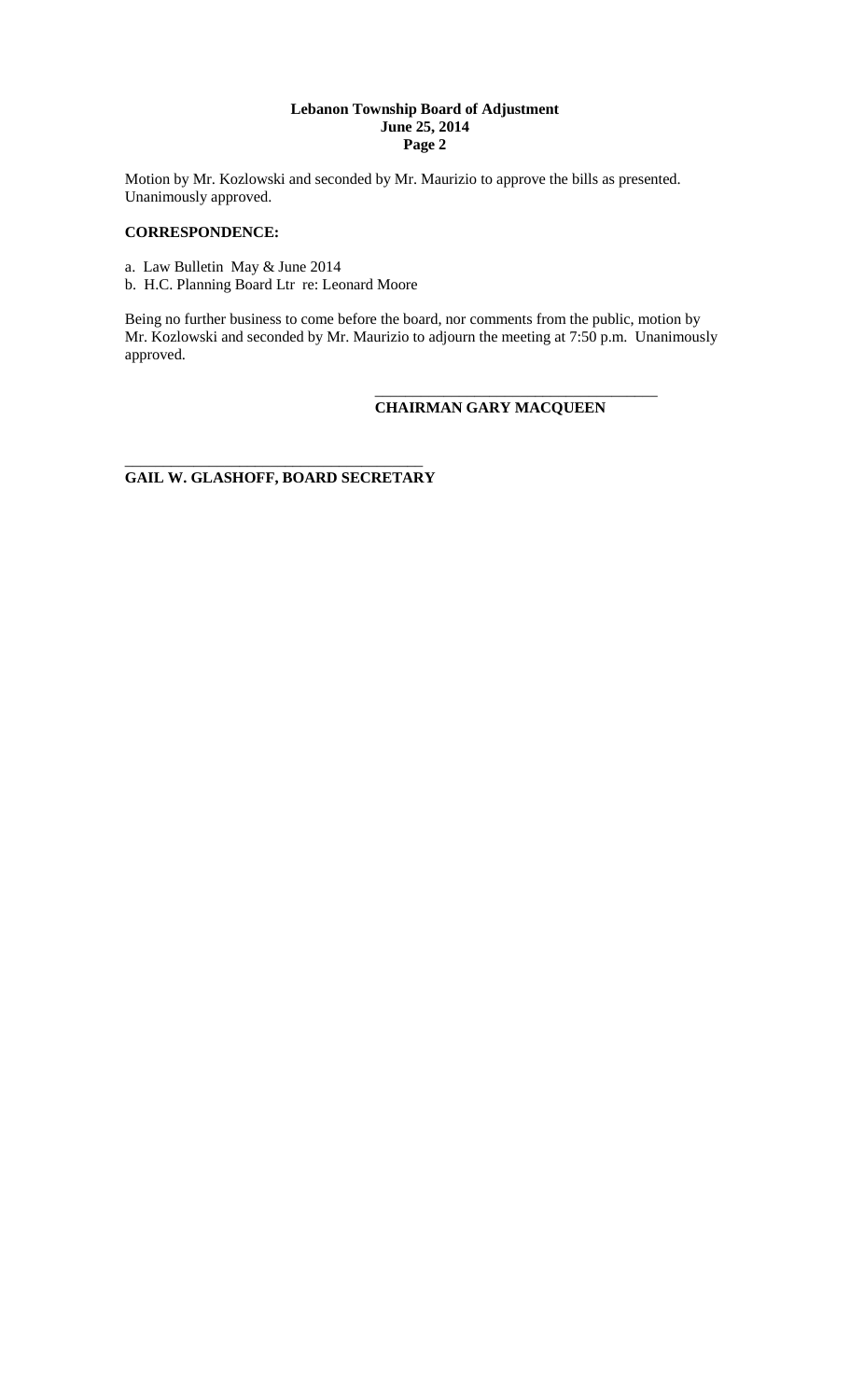Motion by Mr. Kozlowski and seconded by Mr. Maurizio to approve the bills as presented. Unanimously approved.

**CORRESPONDENCE:**

a. Law Bulletin May & June 2014
b. H.C. Planning Board Ltr re: Leonard Moore

Being no further business to come before the board, nor comments from the public, motion by Mr. Kozlowski and seconded by Mr. Maurizio to adjourn the meeting at 7:50 p.m. Unanimously approved.

_____________________________________
**CHAIRMAN GARY MACQUEEN**

_____________________________________
**GAIL W. GLASHOFF, BOARD SECRETARY**